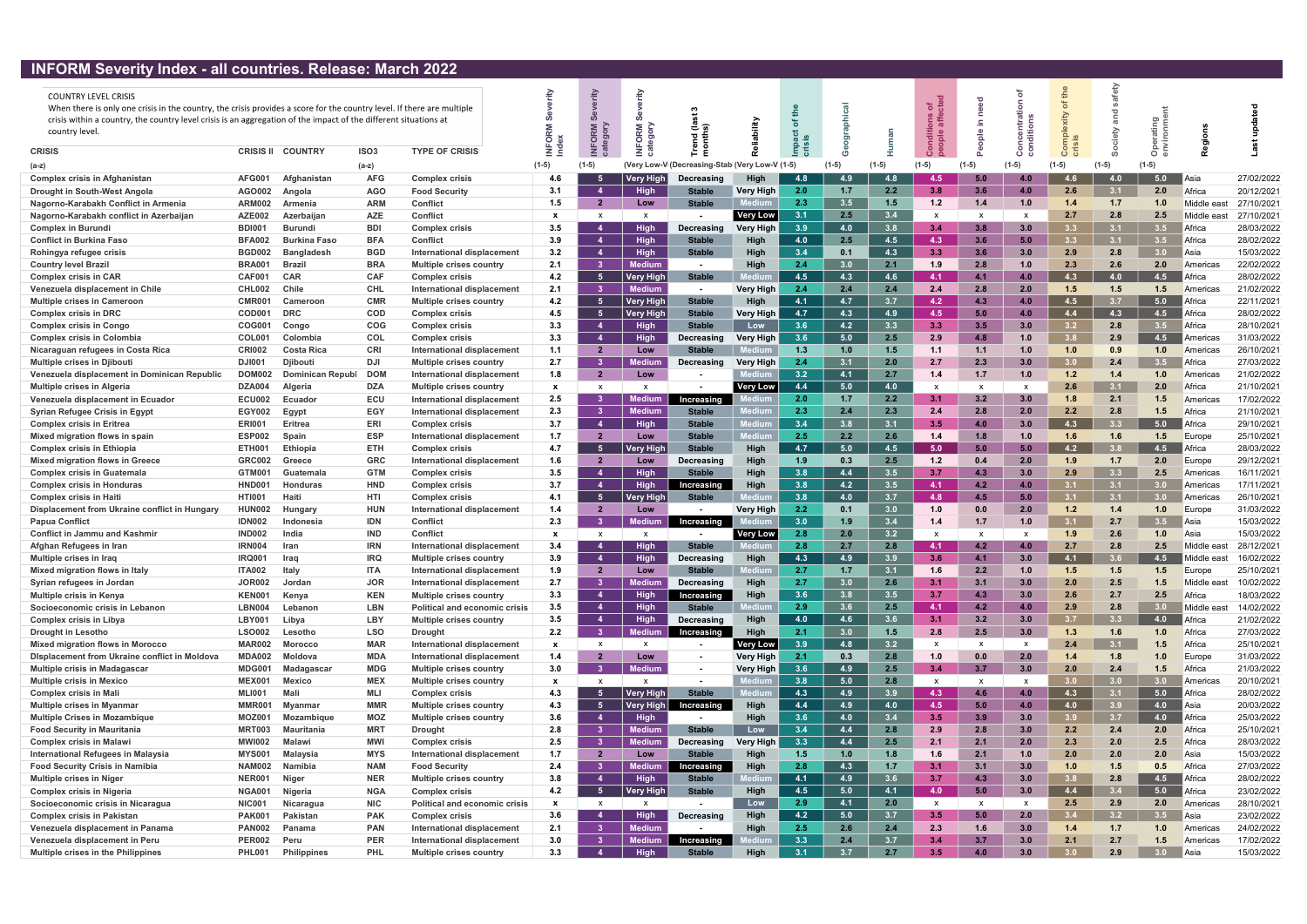# INFORM Severity Index - all countries. Release: March 2022

**COUNTRY LEVEL CRISIS**
When there is only one crisis in the country, the crisis provides a score for the country level. If there are multiple crisis within a country, the country level crisis is an aggregation of the impact of the different situations at country level.

| CRISIS | CRISIS II | COUNTRY | ISO3 | TYPE OF CRISIS | INFORM Severity Index | INFORM Severity category | INFORM Severity category | Trend (last 3 months) | Reliability | Impact of the crisis | Geographical | Human | Conditions of people affected | People in need | Concentration of conditions | Complexity of the crisis | Society and safety | Operating environment | Regions | Last updated |
|---|---|---|---|---|---|---|---|---|---|---|---|---|---|---|---|---|---|---|---|---|
| (a-z) | | | (a-z) | | (1-5) | (1-5) | (Very Low-V | (Decreasing-Stab | (Very Low-V | (1-5) | (1-5) | (1-5) | (1-5) | (1-5) | (1-5) | (1-5) | (1-5) | (1-5) | | |
| Complex crisis in Afghanistan | AFG001 | Afghanistan | AFG | Complex crisis | 4.6 | 5 | Very High | Decreasing | High | 4.8 | 4.9 | 4.8 | 4.5 | 5.0 | 4.0 | 4.6 | 4.0 | 5.0 | Asia | 27/02/2022 |
| Drought in South-West Angola | AGO002 | Angola | AGO | Food Security | 3.1 | 4 | High | Stable | Very High | 2.0 | 1.7 | 2.2 | 3.8 | 3.6 | 4.0 | 2.6 | 3.1 | 2.0 | Africa | 20/12/2021 |
| Nagorno-Karabakh Conflict in Armenia | ARM002 | Armenia | ARM | Conflict | 1.5 | 2 | Low | Stable | Medium | 2.3 | 3.5 | 1.5 | 1.2 | 1.4 | 1.0 | 1.4 | 1.7 | 1.0 | Middle east | 27/10/2021 |
| Nagorno-Karabakh conflict in Azerbaijan | AZE002 | Azerbaijan | AZE | Conflict | x | x | x | - | Very Low | 3.1 | 2.5 | 3.4 | x | x | x | 2.7 | 2.8 | 2.5 | Middle east | 27/10/2021 |
| Complex crisis in Burundi | BDI001 | Burundi | BDI | Complex crisis | 3.5 | 4 | High | Decreasing | Very High | 3.9 | 4.0 | 3.8 | 3.4 | 3.8 | 3.0 | 3.3 | 3.1 | 3.5 | Africa | 28/03/2022 |
| Conflict in Burkina Faso | BFA002 | Burkina Faso | BFA | Conflict | 3.9 | 4 | High | Stable | High | 4.0 | 2.5 | 4.5 | 4.3 | 3.6 | 5.0 | 3.3 | 3.1 | 3.5 | Africa | 28/02/2022 |
| Rohingya refugee crisis | BGD002 | Bangladesh | BGD | International displacement | 3.2 | 4 | High | Stable | High | 3.4 | 0.1 | 4.3 | 3.3 | 3.6 | 3.0 | 2.9 | 2.8 | 3.0 | Asia | 15/03/2022 |
| Country level Brazil | BRA001 | Brazil | BRA | Multiple crises country | 2.1 | 3 | Medium | - | High | 2.4 | 3.0 | 2.1 | 1.9 | 2.8 | 1.0 | 2.3 | 2.6 | 2.0 | Americas | 22/02/2022 |
| Complex crisis in CAR | CAF001 | CAR | CAF | Complex crisis | 4.2 | 5 | Very High | Stable | Medium | 4.5 | 4.3 | 4.6 | 4.1 | 4.1 | 4.0 | 4.3 | 4.0 | 4.5 | Africa | 28/02/2022 |
| Venezuela displacement in Chile | CHL002 | Chile | CHL | International displacement | 2.1 | 3 | Medium | - | Very High | 2.4 | 2.4 | 2.4 | 2.4 | 2.8 | 2.0 | 1.5 | 1.5 | 1.5 | Americas | 21/02/2022 |
| Multiple crises in Cameroon | CMR001 | Cameroon | CMR | Multiple crises country | 4.2 | 5 | Very High | Stable | High | 4.1 | 4.7 | 3.7 | 4.2 | 4.3 | 4.0 | 4.5 | 3.7 | 5.0 | Africa | 22/11/2021 |
| Complex crisis in DRC | COD001 | DRC | COD | Complex crisis | 4.5 | 5 | Very High | Stable | Very High | 4.7 | 4.3 | 4.9 | 4.5 | 5.0 | 4.0 | 4.4 | 4.3 | 4.5 | Africa | 28/02/2022 |
| Complex crisis in Congo | COG001 | Congo | COG | Complex crisis | 3.3 | 4 | High | Stable | Low | 3.6 | 4.2 | 3.3 | 3.3 | 3.5 | 3.0 | 3.2 | 2.8 | 3.5 | Africa | 28/10/2021 |
| Complex crisis in Colombia | COL001 | Colombia | COL | Complex crisis | 3.3 | 4 | High | Decreasing | High | 3.6 | 5.0 | 2.5 | 2.9 | 4.8 | 1.0 | 3.8 | 2.9 | 4.5 | Americas | 31/03/2022 |
| Nicaraguan refugees in Costa Rica | CRI002 | Costa Rica | CRI | International displacement | 1.1 | 2 | Low | Stable | Medium | 1.3 | 1.0 | 1.5 | 1.1 | 1.1 | 1.0 | 1.0 | 0.9 | 1.0 | Americas | 26/10/2021 |
| Multiple crises in Djibouti | DJI001 | Djibouti | DJI | Multiple crises country | 2.7 | 3 | Medium | Decreasing | Very High | 2.4 | 3.1 | 2.0 | 2.7 | 2.3 | 3.0 | 3.0 | 2.4 | 3.5 | Africa | 27/03/2022 |
| Venezuela displacement in Dominican Republic | DOM002 | Dominican Republ | DOM | International displacement | 1.8 | 2 | Low | - | Medium | 3.2 | 4.1 | 2.7 | 1.4 | 1.7 | 1.0 | 1.2 | 1.4 | 1.0 | Americas | 21/02/2022 |
| Multiple crises in Algeria | DZA004 | Algeria | DZA | Multiple crises country | x | x | x | - | Very Low | 4.4 | 5.0 | 4.0 | x | x | x | 2.6 | 3.1 | 2.0 | Africa | 21/10/2021 |
| Venezuela displacement in Ecuador | ECU002 | Ecuador | ECU | International displacement | 2.5 | 3 | Medium | Increasing | Medium | 2.0 | 1.7 | 2.2 | 3.1 | 3.2 | 3.0 | 1.8 | 2.1 | 1.5 | Americas | 17/02/2022 |
| Syrian Refugee Crisis in Egypt | EGY002 | Egypt | EGY | International displacement | 2.3 | 3 | Medium | Stable | Medium | 2.3 | 2.4 | 2.3 | 2.4 | 2.8 | 2.0 | 2.2 | 2.8 | 1.5 | Africa | 21/10/2021 |
| Complex crisis in Eritrea | ERI001 | Eritrea | ERI | Complex crisis | 3.7 | 4 | High | Stable | Medium | 3.4 | 3.8 | 3.1 | 3.5 | 4.0 | 3.0 | 4.3 | 3.3 | 5.0 | Africa | 29/10/2021 |
| Mixed migration flows in spain | ESP002 | Spain | ESP | International displacement | 1.7 | 2 | Low | Stable | Medium | 2.5 | 2.2 | 2.6 | 1.4 | 1.8 | 1.0 | 1.6 | 1.6 | 1.5 | Europe | 25/10/2021 |
| Complex crisis in Ethiopia | ETH001 | Ethiopia | ETH | Complex crisis | 4.7 | 5 | Very High | Stable | High | 4.7 | 5.0 | 4.5 | 5.0 | 5.0 | 5.0 | 4.2 | 3.8 | 4.5 | Africa | 28/03/2022 |
| Mixed migration flows in Greece | GRC002 | Greece | GRC | International displacement | 1.6 | 2 | Low | Decreasing | High | 1.9 | 0.3 | 2.5 | 1.2 | 0.4 | 2.0 | 1.9 | 1.7 | 2.0 | Europe | 29/12/2021 |
| Complex crisis in Guatemala | GTM001 | Guatemala | GTM | Complex crisis | 3.5 | 4 | High | Stable | High | 3.8 | 4.4 | 3.5 | 3.7 | 4.3 | 3.0 | 2.9 | 3.3 | 2.5 | Americas | 16/11/2021 |
| Complex crisis in Honduras | HND001 | Honduras | HND | Complex crisis | 3.7 | 4 | High | Increasing | High | 3.8 | 4.2 | 3.5 | 4.1 | 4.2 | 4.0 | 3.1 | 3.1 | 3.0 | Americas | 17/11/2021 |
| Complex crisis in Haiti | HTI001 | Haiti | HTI | Complex crisis | 4.1 | 5 | Very High | Stable | Medium | 3.8 | 4.0 | 3.7 | 4.8 | 4.5 | 5.0 | 3.1 | 3.1 | 3.0 | Americas | 26/10/2021 |
| Displacement from Ukraine conflict in Hungary | HUN002 | Hungary | HUN | International displacement | 1.4 | 2 | Low | - | Very High | 2.2 | 0.1 | 3.0 | 1.0 | 0.0 | 2.0 | 1.2 | 1.4 | 1.0 | Europe | 31/03/2022 |
| Papua Conflict | IDN002 | Indonesia | IDN | Conflict | 2.3 | 3 | Medium | Increasing | Medium | 3.0 | 1.9 | 3.4 | 1.4 | 1.7 | 1.0 | 3.1 | 2.7 | 3.5 | Asia | 15/03/2022 |
| Conflict in Jammu and Kashmir | IND002 | India | IND | Conflict | x | x | x | - | Very Low | 2.8 | 2.0 | 3.2 | x | x | x | 1.9 | 2.6 | 1.0 | Asia | 15/03/2022 |
| Afghan Refugees in Iran | IRN004 | Iran | IRN | International displacement | 3.4 | 4 | High | Stable | Medium | 2.8 | 2.7 | 2.8 | 4.1 | 4.2 | 4.0 | 2.7 | 2.8 | 2.5 | Middle east | 28/12/2021 |
| Multiple crises in Iraq | IRQ001 | Iraq | IRQ | Multiple crises country | 3.9 | 4 | High | Decreasing | High | 4.3 | 4.9 | 3.9 | 3.6 | 4.1 | 3.0 | 4.1 | 3.6 | 4.5 | Middle east | 16/02/2022 |
| Mixed migration flows in Italy | ITA002 | Italy | ITA | International displacement | 1.9 | 2 | Low | Stable | Medium | 2.7 | 1.7 | 3.1 | 1.6 | 2.2 | 1.0 | 1.5 | 1.5 | 1.5 | Europe | 25/10/2021 |
| Syrian refugees in Jordan | JOR002 | Jordan | JOR | International displacement | 2.7 | 3 | Medium | Decreasing | High | 2.7 | 3.0 | 2.6 | 3.1 | 3.1 | 3.0 | 2.0 | 2.5 | 1.5 | Middle east | 10/02/2022 |
| Multiple crisis in Kenya | KEN001 | Kenya | KEN | Multiple crises country | 3.3 | 4 | High | Increasing | High | 3.6 | 3.8 | 3.5 | 3.7 | 4.3 | 3.0 | 2.6 | 2.7 | 2.5 | Africa | 18/03/2022 |
| Socioeconomic crisis in Lebanon | LBN004 | Lebanon | LBN | Political and economic crisis | 3.5 | 4 | High | Stable | Medium | 2.9 | 3.6 | 2.5 | 4.1 | 4.2 | 4.0 | 2.9 | 2.8 | 3.0 | Middle east | 14/02/2022 |
| Complex crisis in Libya | LBY001 | Libya | LBY | Multiple crises country | 3.5 | 4 | High | Decreasing | High | 4.0 | 4.6 | 3.6 | 3.1 | 3.2 | 3.0 | 3.7 | 3.3 | 4.0 | Africa | 21/02/2022 |
| Drought in Lesotho | LSO002 | Lesotho | LSO | Drought | 2.2 | 3 | Medium | Increasing | High | 2.1 | 3.0 | 1.5 | 2.8 | 2.5 | 3.0 | 1.3 | 1.6 | 1.0 | Africa | 27/03/2022 |
| Mixed migration flows in Morocco | MAR002 | Morocco | MAR | International displacement | x | x | x | - | Very Low | 3.9 | 4.8 | 3.2 | x | x | x | 2.4 | 3.1 | 1.5 | Africa | 25/10/2021 |
| DIsplacement from Ukraine conflict in Moldova | MDA002 | Moldova | MDA | International displacement | 1.4 | 2 | Low | - | Very High | 2.1 | 0.3 | 2.8 | 1.0 | 0.0 | 2.0 | 1.4 | 1.8 | 1.0 | Europe | 31/03/2022 |
| Multiple crisis in Madagascar | MDG001 | Madagascar | MDG | Multiple crises country | 3.0 | 3 | Medium | - | Very High | 3.6 | 4.9 | 2.5 | 3.4 | 3.7 | 3.0 | 2.0 | 2.4 | 1.5 | Africa | 21/03/2022 |
| Multiple crisis in Mexico | MEX001 | Mexico | MEX | Multiple crises country | x | x | x | - | Medium | 3.8 | 5.0 | 2.8 | x | x | x | 3.0 | 3.0 | 3.0 | Americas | 20/10/2021 |
| Complex crisis in Mali | MLI001 | Mali | MLI | Complex crisis | 4.3 | 5 | Very High | Stable | Medium | 4.3 | 4.9 | 3.9 | 4.3 | 4.6 | 4.0 | 4.3 | 3.1 | 5.0 | Africa | 28/02/2022 |
| Multiple crises in Myanmar | MMR001 | Myanmar | MMR | Multiple crises country | 4.3 | 5 | Very High | Increasing | High | 4.4 | 4.9 | 4.0 | 4.5 | 5.0 | 4.0 | 4.0 | 3.9 | 4.0 | Asia | 20/03/2022 |
| Multiple Crises in Mozambique | MOZ001 | Mozambique | MOZ | Multiple crises country | 3.6 | 4 | High | - | High | 3.6 | 4.0 | 3.4 | 3.5 | 3.9 | 3.0 | 3.9 | 3.7 | 4.0 | Africa | 25/03/2022 |
| Food Security in Mauritania | MRT003 | Mauritania | MRT | Drought | 2.8 | 3 | Medium | Stable | Low | 3.4 | 4.4 | 2.8 | 2.9 | 2.8 | 3.0 | 2.2 | 2.4 | 2.0 | Africa | 25/10/2021 |
| Complex crisis in Malawi | MWI002 | Malawi | MWI | Complex crisis | 2.5 | 3 | Medium | Decreasing | Very High | 3.3 | 4.4 | 2.5 | 2.1 | 2.1 | 2.0 | 2.3 | 2.0 | 2.5 | Africa | 28/03/2022 |
| International Refugees in Malaysia | MYS001 | Malaysia | MYS | International displacement | 1.7 | 2 | Low | Stable | High | 1.5 | 1.0 | 1.8 | 1.6 | 2.1 | 1.0 | 2.0 | 2.0 | 2.0 | Asia | 15/03/2022 |
| Food Security Crisis in Namibia | NAM002 | Namibia | NAM | Food Security | 2.4 | 3 | Medium | Increasing | High | 2.8 | 4.3 | 1.7 | 3.1 | 3.1 | 3.0 | 1.0 | 1.5 | 0.5 | Africa | 27/03/2022 |
| Multiple crises in Niger | NER001 | Niger | NER | Multiple crises country | 3.8 | 4 | High | Stable | Medium | 4.1 | 4.9 | 3.6 | 3.7 | 4.3 | 3.0 | 3.8 | 2.8 | 4.5 | Africa | 28/02/2022 |
| Complex crisis in Nigeria | NGA001 | Nigeria | NGA | Complex crisis | 4.2 | 5 | Very High | Stable | High | 4.5 | 5.0 | 4.1 | 4.0 | 5.0 | 3.0 | 4.4 | 3.4 | 5.0 | Africa | 23/02/2022 |
| Socioeconomic crisis in Nicaragua | NIC001 | Nicaragua | NIC | Political and economic crisis | x | x | x | - | Low | 2.9 | 4.1 | 2.0 | x | x | x | 2.5 | 2.9 | 2.0 | Americas | 28/10/2021 |
| Complex crisis in Pakistan | PAK001 | Pakistan | PAK | Complex crisis | 3.6 | 4 | High | Decreasing | High | 4.2 | 5.0 | 3.7 | 3.5 | 5.0 | 2.0 | 3.4 | 3.2 | 3.5 | Asia | 23/02/2022 |
| Venezuela displacement in Panama | PAN002 | Panama | PAN | International displacement | 2.1 | 3 | Medium | - | High | 2.5 | 2.6 | 2.4 | 2.3 | 1.6 | 3.0 | 1.4 | 1.7 | 1.0 | Americas | 24/02/2022 |
| Venezuela displacement in Peru | PER002 | Peru | PER | International displacement | 3.0 | 3 | Medium | Increasing | Medium | 3.3 | 2.4 | 3.7 | 3.4 | 3.7 | 3.0 | 2.1 | 2.7 | 1.5 | Americas | 17/02/2022 |
| Multiple crises in the Philippines | PHL001 | Philippines | PHL | Multiple crises country | 3.3 | 4 | High | Stable | High | 3.1 | 3.7 | 2.7 | 3.5 | 4.0 | 3.0 | 3.0 | 2.9 | 3.0 | Asia | 15/03/2022 |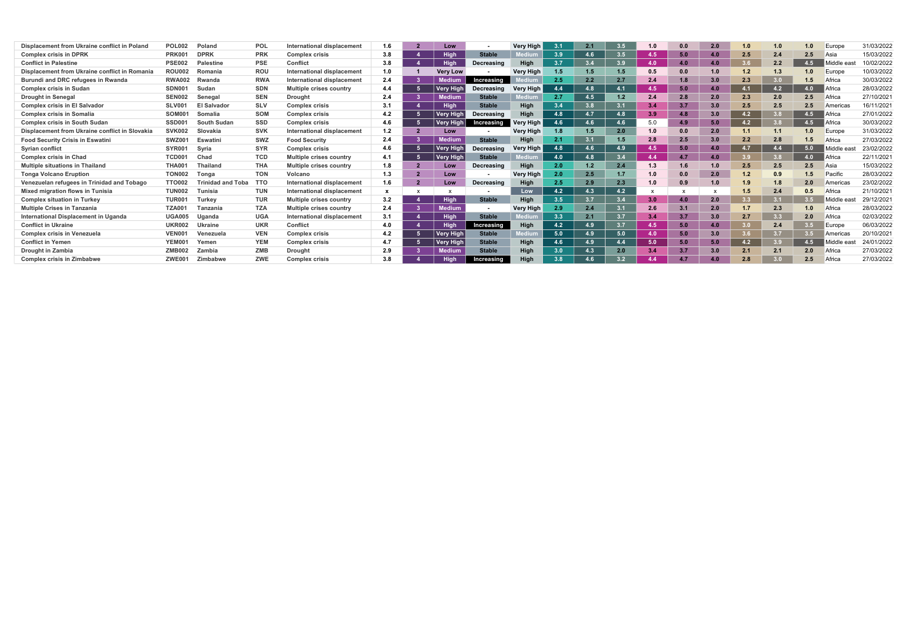| | | | | | | | | | | | | | | | | | | | | |
|---|---|---|---|---|---|---|---|---|---|---|---|---|---|---|---|---|---|---|---|---|
| Displacement from Ukraine conflict in Poland | POL002 | Poland | POL | International displacement | 1.6 | 2 | Low | - | Very High | 3.1 | 2.1 | 3.5 | 1.0 | 0.0 | 2.0 | 1.0 | 1.0 | 1.0 | Europe | 31/03/2022 |
| Complex crisis in DPRK | PRK001 | DPRK | PRK | Complex crisis | 3.8 | 4 | High | Stable | Medium | 3.9 | 4.6 | 3.5 | 4.5 | 5.0 | 4.0 | 2.5 | 2.4 | 2.5 | Asia | 15/03/2022 |
| Conflict in Palestine | PSE002 | Palestine | PSE | Conflict | 3.8 | 4 | High | Decreasing | High | 3.7 | 3.4 | 3.9 | 4.0 | 4.0 | 4.0 | 3.6 | 2.2 | 4.5 | Middle east | 10/02/2022 |
| Displacement from Ukraine conflict in Romania | ROU002 | Romania | ROU | International displacement | 1.0 | 1 | Very Low | - | Very High | 1.5 | 1.5 | 1.5 | 0.5 | 0.0 | 1.0 | 1.2 | 1.3 | 1.0 | Europe | 10/03/2022 |
| Burundi and DRC refugees in Rwanda | RWA002 | Rwanda | RWA | International displacement | 2.4 | 3 | Medium | Increasing | Medium | 2.5 | 2.2 | 2.7 | 2.4 | 1.8 | 3.0 | 2.3 | 3.0 | 1.5 | Africa | 30/03/2022 |
| Complex crisis in Sudan | SDN001 | Sudan | SDN | Multiple crises country | 4.4 | 5 | Very High | Decreasing | Very High | 4.4 | 4.8 | 4.1 | 4.5 | 5.0 | 4.0 | 4.1 | 4.2 | 4.0 | Africa | 28/03/2022 |
| Drought in Senegal | SEN002 | Senegal | SEN | Drought | 2.4 | 3 | Medium | Stable | Medium | 2.7 | 4.5 | 1.2 | 2.4 | 2.8 | 2.0 | 2.3 | 2.0 | 2.5 | Africa | 27/10/2021 |
| Complex crisis in El Salvador | SLV001 | El Salvador | SLV | Complex crisis | 3.1 | 4 | High | Stable | High | 3.4 | 3.8 | 3.1 | 3.4 | 3.7 | 3.0 | 2.5 | 2.5 | 2.5 | Americas | 16/11/2021 |
| Complex crisis in Somalia | SOM001 | Somalia | SOM | Complex crisis | 4.2 | 5 | Very High | Decreasing | High | 4.8 | 4.7 | 4.8 | 3.9 | 4.8 | 3.0 | 4.2 | 3.8 | 4.5 | Africa | 27/01/2022 |
| Complex crisis in South Sudan | SSD001 | South Sudan | SSD | Complex crisis | 4.6 | 5 | Very High | Increasing | Very High | 4.6 | 4.6 | 4.6 | 5.0 | 4.9 | 5.0 | 4.2 | 3.8 | 4.5 | Africa | 30/03/2022 |
| Displacement from Ukraine conflict in Slovakia | SVK002 | Slovakia | SVK | International displacement | 1.2 | 2 | Low | - | Very High | 1.8 | 1.5 | 2.0 | 1.0 | 0.0 | 2.0 | 1.1 | 1.1 | 1.0 | Europe | 31/03/2022 |
| Food Security Crisis in Eswatini | SWZ001 | Eswatini | SWZ | Food Security | 2.4 | 3 | Medium | Stable | High | 2.1 | 3.1 | 1.5 | 2.8 | 2.5 | 3.0 | 2.2 | 2.8 | 1.5 | Africa | 27/03/2022 |
| Syrian conflict | SYR001 | Syria | SYR | Complex crisis | 4.6 | 5 | Very High | Decreasing | Very High | 4.8 | 4.6 | 4.9 | 4.5 | 5.0 | 4.0 | 4.7 | 4.4 | 5.0 | Middle east | 23/02/2022 |
| Complex crisis in Chad | TCD001 | Chad | TCD | Multiple crises country | 4.1 | 5 | Very High | Stable | Medium | 4.0 | 4.8 | 3.4 | 4.4 | 4.7 | 4.0 | 3.9 | 3.8 | 4.0 | Africa | 22/11/2021 |
| Multiple situations in Thailand | THA001 | Thailand | THA | Multiple crises country | 1.8 | 2 | Low | Decreasing | High | 2.0 | 1.2 | 2.4 | 1.3 | 1.6 | 1.0 | 2.5 | 2.5 | 2.5 | Asia | 15/03/2022 |
| Tonga Volcano Eruption | TON002 | Tonga | TON | Volcano | 1.3 | 2 | Low | - | Very High | 2.0 | 2.5 | 1.7 | 1.0 | 0.0 | 2.0 | 1.2 | 0.9 | 1.5 | Pacific | 28/03/2022 |
| Venezuelan refugees in Trinidad and Tobago | TTO002 | Trinidad and Toba | TTO | International displacement | 1.6 | 2 | Low | Decreasing | High | 2.5 | 2.9 | 2.3 | 1.0 | 0.9 | 1.0 | 1.9 | 1.8 | 2.0 | Americas | 23/02/2022 |
| Mixed migration flows in Tunisia | TUN002 | Tunisia | TUN | International displacement | x | x | x | - | Low | 4.2 | 4.3 | 4.2 | x | x | x | 1.5 | 2.4 | 0.5 | Africa | 21/10/2021 |
| Complex situation in Turkey | TUR001 | Turkey | TUR | Multiple crises country | 3.2 | 4 | High | Stable | High | 3.5 | 3.7 | 3.4 | 3.0 | 4.0 | 2.0 | 3.3 | 3.1 | 3.5 | Middle east | 29/12/2021 |
| Multiple Crises in Tanzania | TZA001 | Tanzania | TZA | Multiple crises country | 2.4 | 3 | Medium | - | Very High | 2.9 | 2.4 | 3.1 | 2.6 | 3.1 | 2.0 | 1.7 | 2.3 | 1.0 | Africa | 28/03/2022 |
| International Displacement in Uganda | UGA005 | Uganda | UGA | International displacement | 3.1 | 4 | High | Stable | Medium | 3.3 | 2.1 | 3.7 | 3.4 | 3.7 | 3.0 | 2.7 | 3.3 | 2.0 | Africa | 02/03/2022 |
| Conflict in Ukraine | UKR002 | Ukraine | UKR | Conflict | 4.0 | 4 | High | Increasing | High | 4.2 | 4.9 | 3.7 | 4.5 | 5.0 | 4.0 | 3.0 | 2.4 | 3.5 | Europe | 06/03/2022 |
| Complex crisis in Venezuela | VEN001 | Venezuela | VEN | Complex crisis | 4.2 | 5 | Very High | Stable | Medium | 5.0 | 4.9 | 5.0 | 4.0 | 5.0 | 3.0 | 3.6 | 3.7 | 3.5 | Americas | 20/10/2021 |
| Conflict in Yemen | YEM001 | Yemen | YEM | Complex crisis | 4.7 | 5 | Very High | Stable | High | 4.6 | 4.9 | 4.4 | 5.0 | 5.0 | 5.0 | 4.2 | 3.9 | 4.5 | Middle east | 24/01/2022 |
| Drought in Zambia | ZMB002 | Zambia | ZMB | Drought | 2.9 | 3 | Medium | Stable | High | 3.0 | 4.3 | 2.0 | 3.4 | 3.7 | 3.0 | 2.1 | 2.1 | 2.0 | Africa | 27/03/2022 |
| Complex crisis in Zimbabwe | ZWE001 | Zimbabwe | ZWE | Complex crisis | 3.8 | 4 | High | Increasing | High | 3.8 | 4.6 | 3.2 | 4.4 | 4.7 | 4.0 | 2.8 | 3.0 | 2.5 | Africa | 27/03/2022 |